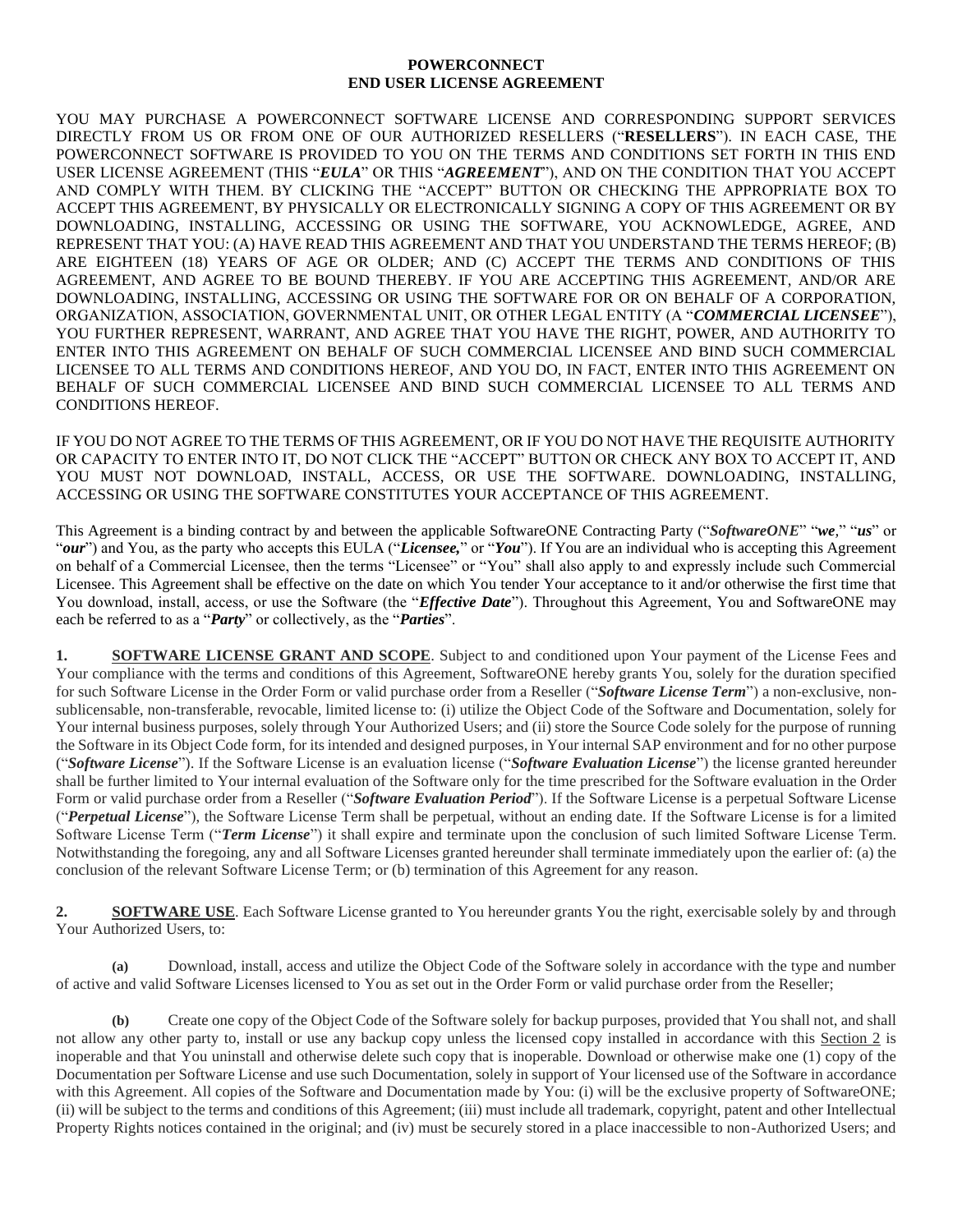# POWERCONNECT
# END USER LICENSE AGREEMENT

YOU MAY PURCHASE A POWERCONNECT SOFTWARE LICENSE AND CORRESPONDING SUPPORT SERVICES DIRECTLY FROM US OR FROM ONE OF OUR AUTHORIZED RESELLERS ("**RESELLERS**"). IN EACH CASE, THE POWERCONNECT SOFTWARE IS PROVIDED TO YOU ON THE TERMS AND CONDITIONS SET FORTH IN THIS END USER LICENSE AGREEMENT (THIS "***EULA***" OR THIS "***AGREEMENT***"), AND ON THE CONDITION THAT YOU ACCEPT AND COMPLY WITH THEM. BY CLICKING THE "ACCEPT" BUTTON OR CHECKING THE APPROPRIATE BOX TO ACCEPT THIS AGREEMENT, BY PHYSICALLY OR ELECTRONICALLY SIGNING A COPY OF THIS AGREEMENT OR BY DOWNLOADING, INSTALLING, ACCESSING OR USING THE SOFTWARE, YOU ACKNOWLEDGE, AGREE, AND REPRESENT THAT YOU: (A) HAVE READ THIS AGREEMENT AND THAT YOU UNDERSTAND THE TERMS HEREOF; (B) ARE EIGHTEEN (18) YEARS OF AGE OR OLDER; AND (C) ACCEPT THE TERMS AND CONDITIONS OF THIS AGREEMENT, AND AGREE TO BE BOUND THEREBY. IF YOU ARE ACCEPTING THIS AGREEMENT, AND/OR ARE DOWNLOADING, INSTALLING, ACCESSING OR USING THE SOFTWARE FOR OR ON BEHALF OF A CORPORATION, ORGANIZATION, ASSOCIATION, GOVERNMENTAL UNIT, OR OTHER LEGAL ENTITY (A "***COMMERCIAL LICENSEE***"), YOU FURTHER REPRESENT, WARRANT, AND AGREE THAT YOU HAVE THE RIGHT, POWER, AND AUTHORITY TO ENTER INTO THIS AGREEMENT ON BEHALF OF SUCH COMMERCIAL LICENSEE AND BIND SUCH COMMERCIAL LICENSEE TO ALL TERMS AND CONDITIONS HEREOF, AND YOU DO, IN FACT, ENTER INTO THIS AGREEMENT ON BEHALF OF SUCH COMMERCIAL LICENSEE AND BIND SUCH COMMERCIAL LICENSEE TO ALL TERMS AND CONDITIONS HEREOF.

IF YOU DO NOT AGREE TO THE TERMS OF THIS AGREEMENT, OR IF YOU DO NOT HAVE THE REQUISITE AUTHORITY OR CAPACITY TO ENTER INTO IT, DO NOT CLICK THE "ACCEPT" BUTTON OR CHECK ANY BOX TO ACCEPT IT, AND YOU MUST NOT DOWNLOAD, INSTALL, ACCESS, OR USE THE SOFTWARE. DOWNLOADING, INSTALLING, ACCESSING OR USING THE SOFTWARE CONSTITUTES YOUR ACCEPTANCE OF THIS AGREEMENT.

This Agreement is a binding contract by and between the applicable SoftwareONE Contracting Party ("***SoftwareONE***" "***we***," "***us***" or "***our***") and You, as the party who accepts this EULA ("***Licensee,***" or "***You***"). If You are an individual who is accepting this Agreement on behalf of a Commercial Licensee, then the terms "Licensee" or "You" shall also apply to and expressly include such Commercial Licensee. This Agreement shall be effective on the date on which You tender Your acceptance to it and/or otherwise the first time that You download, install, access, or use the Software (the "***Effective Date***"). Throughout this Agreement, You and SoftwareONE may each be referred to as a "***Party***" or collectively, as the "***Parties***".

**1. SOFTWARE LICENSE GRANT AND SCOPE**. Subject to and conditioned upon Your payment of the License Fees and Your compliance with the terms and conditions of this Agreement, SoftwareONE hereby grants You, solely for the duration specified for such Software License in the Order Form or valid purchase order from a Reseller ("***Software License Term***") a non-exclusive, non-sublicensable, non-transferable, revocable, limited license to: (i) utilize the Object Code of the Software and Documentation, solely for Your internal business purposes, solely through Your Authorized Users; and (ii) store the Source Code solely for the purpose of running the Software in its Object Code form, for its intended and designed purposes, in Your internal SAP environment and for no other purpose ("***Software License***"). If the Software License is an evaluation license ("***Software Evaluation License***") the license granted hereunder shall be further limited to Your internal evaluation of the Software only for the time prescribed for the Software evaluation in the Order Form or valid purchase order from a Reseller ("***Software Evaluation Period***"). If the Software License is a perpetual Software License ("***Perpetual License***"), the Software License Term shall be perpetual, without an ending date. If the Software License is for a limited Software License Term ("***Term License***") it shall expire and terminate upon the conclusion of such limited Software License Term. Notwithstanding the foregoing, any and all Software Licenses granted hereunder shall terminate immediately upon the earlier of: (a) the conclusion of the relevant Software License Term; or (b) termination of this Agreement for any reason.

**2. SOFTWARE USE**. Each Software License granted to You hereunder grants You the right, exercisable solely by and through Your Authorized Users, to:

**(a)** Download, install, access and utilize the Object Code of the Software solely in accordance with the type and number of active and valid Software Licenses licensed to You as set out in the Order Form or valid purchase order from the Reseller;

**(b)** Create one copy of the Object Code of the Software solely for backup purposes, provided that You shall not, and shall not allow any other party to, install or use any backup copy unless the licensed copy installed in accordance with this Section 2 is inoperable and that You uninstall and otherwise delete such copy that is inoperable. Download or otherwise make one (1) copy of the Documentation per Software License and use such Documentation, solely in support of Your licensed use of the Software in accordance with this Agreement. All copies of the Software and Documentation made by You: (i) will be the exclusive property of SoftwareONE; (ii) will be subject to the terms and conditions of this Agreement; (iii) must include all trademark, copyright, patent and other Intellectual Property Rights notices contained in the original; and (iv) must be securely stored in a place inaccessible to non-Authorized Users; and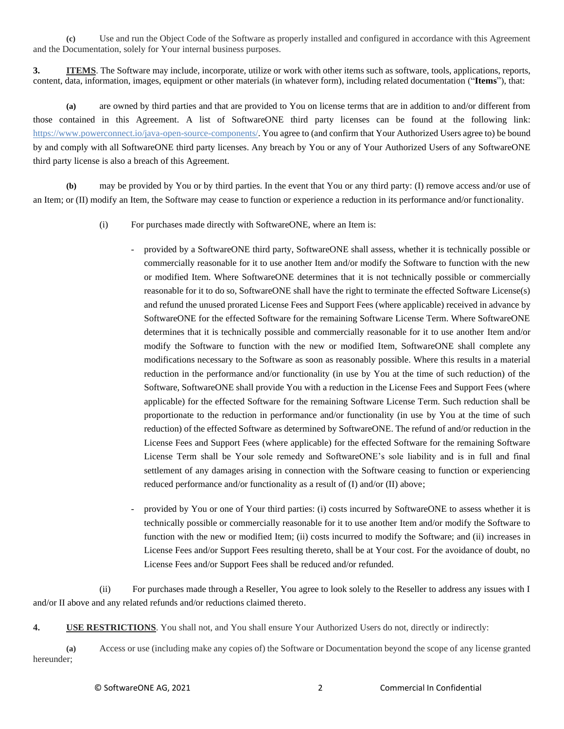**(c)** Use and run the Object Code of the Software as properly installed and configured in accordance with this Agreement and the Documentation, solely for Your internal business purposes.

**3. ITEMS**. The Software may include, incorporate, utilize or work with other items such as software, tools, applications, reports, content, data, information, images, equipment or other materials (in whatever form), including related documentation ("**Items**"), that:

**(a)** are owned by third parties and that are provided to You on license terms that are in addition to and/or different from those contained in this Agreement. A list of SoftwareONE third party licenses can be found at the following link: https://www.powerconnect.io/java-open-source-components/. You agree to (and confirm that Your Authorized Users agree to) be bound by and comply with all SoftwareONE third party licenses. Any breach by You or any of Your Authorized Users of any SoftwareONE third party license is also a breach of this Agreement.

**(b)** may be provided by You or by third parties. In the event that You or any third party: (I) remove access and/or use of an Item; or (II) modify an Item, the Software may cease to function or experience a reduction in its performance and/or functionality.

(i) For purchases made directly with SoftwareONE, where an Item is:

- provided by a SoftwareONE third party, SoftwareONE shall assess, whether it is technically possible or commercially reasonable for it to use another Item and/or modify the Software to function with the new or modified Item. Where SoftwareONE determines that it is not technically possible or commercially reasonable for it to do so, SoftwareONE shall have the right to terminate the effected Software License(s) and refund the unused prorated License Fees and Support Fees (where applicable) received in advance by SoftwareONE for the effected Software for the remaining Software License Term. Where SoftwareONE determines that it is technically possible and commercially reasonable for it to use another Item and/or modify the Software to function with the new or modified Item, SoftwareONE shall complete any modifications necessary to the Software as soon as reasonably possible. Where this results in a material reduction in the performance and/or functionality (in use by You at the time of such reduction) of the Software, SoftwareONE shall provide You with a reduction in the License Fees and Support Fees (where applicable) for the effected Software for the remaining Software License Term. Such reduction shall be proportionate to the reduction in performance and/or functionality (in use by You at the time of such reduction) of the effected Software as determined by SoftwareONE. The refund of and/or reduction in the License Fees and Support Fees (where applicable) for the effected Software for the remaining Software License Term shall be Your sole remedy and SoftwareONE's sole liability and is in full and final settlement of any damages arising in connection with the Software ceasing to function or experiencing reduced performance and/or functionality as a result of (I) and/or (II) above;

- provided by You or one of Your third parties: (i) costs incurred by SoftwareONE to assess whether it is technically possible or commercially reasonable for it to use another Item and/or modify the Software to function with the new or modified Item; (ii) costs incurred to modify the Software; and (ii) increases in License Fees and/or Support Fees resulting thereto, shall be at Your cost. For the avoidance of doubt, no License Fees and/or Support Fees shall be reduced and/or refunded.

(ii) For purchases made through a Reseller, You agree to look solely to the Reseller to address any issues with I and/or II above and any related refunds and/or reductions claimed thereto.

**4. USE RESTRICTIONS**. You shall not, and You shall ensure Your Authorized Users do not, directly or indirectly:

**(a)** Access or use (including make any copies of) the Software or Documentation beyond the scope of any license granted hereunder;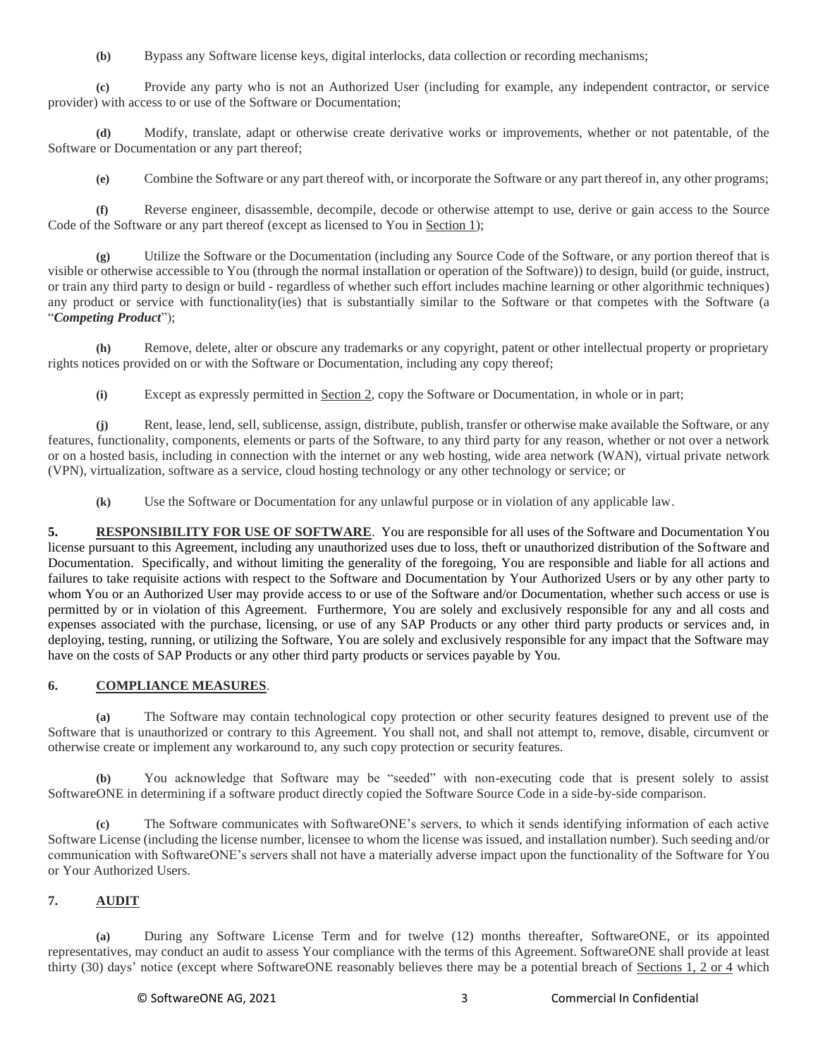**(b)** Bypass any Software license keys, digital interlocks, data collection or recording mechanisms;

**(c)** Provide any party who is not an Authorized User (including for example, any independent contractor, or service provider) with access to or use of the Software or Documentation;

**(d)** Modify, translate, adapt or otherwise create derivative works or improvements, whether or not patentable, of the Software or Documentation or any part thereof;

**(e)** Combine the Software or any part thereof with, or incorporate the Software or any part thereof in, any other programs;

**(f)** Reverse engineer, disassemble, decompile, decode or otherwise attempt to use, derive or gain access to the Source Code of the Software or any part thereof (except as licensed to You in Section 1);

**(g)** Utilize the Software or the Documentation (including any Source Code of the Software, or any portion thereof that is visible or otherwise accessible to You (through the normal installation or operation of the Software)) to design, build (or guide, instruct, or train any third party to design or build - regardless of whether such effort includes machine learning or other algorithmic techniques) any product or service with functionality(ies) that is substantially similar to the Software or that competes with the Software (a "***Competing Product***");

**(h)** Remove, delete, alter or obscure any trademarks or any copyright, patent or other intellectual property or proprietary rights notices provided on or with the Software or Documentation, including any copy thereof;

**(i)** Except as expressly permitted in Section 2, copy the Software or Documentation, in whole or in part;

**(j)** Rent, lease, lend, sell, sublicense, assign, distribute, publish, transfer or otherwise make available the Software, or any features, functionality, components, elements or parts of the Software, to any third party for any reason, whether or not over a network or on a hosted basis, including in connection with the internet or any web hosting, wide area network (WAN), virtual private network (VPN), virtualization, software as a service, cloud hosting technology or any other technology or service; or

**(k)** Use the Software or Documentation for any unlawful purpose or in violation of any applicable law.

**5. RESPONSIBILITY FOR USE OF SOFTWARE**. You are responsible for all uses of the Software and Documentation You license pursuant to this Agreement, including any unauthorized uses due to loss, theft or unauthorized distribution of the Software and Documentation. Specifically, and without limiting the generality of the foregoing, You are responsible and liable for all actions and failures to take requisite actions with respect to the Software and Documentation by Your Authorized Users or by any other party to whom You or an Authorized User may provide access to or use of the Software and/or Documentation, whether such access or use is permitted by or in violation of this Agreement. Furthermore, You are solely and exclusively responsible for any and all costs and expenses associated with the purchase, licensing, or use of any SAP Products or any other third party products or services and, in deploying, testing, running, or utilizing the Software, You are solely and exclusively responsible for any impact that the Software may have on the costs of SAP Products or any other third party products or services payable by You.

**6. COMPLIANCE MEASURES**.

**(a)** The Software may contain technological copy protection or other security features designed to prevent use of the Software that is unauthorized or contrary to this Agreement. You shall not, and shall not attempt to, remove, disable, circumvent or otherwise create or implement any workaround to, any such copy protection or security features.

**(b)** You acknowledge that Software may be "seeded" with non-executing code that is present solely to assist SoftwareONE in determining if a software product directly copied the Software Source Code in a side-by-side comparison.

**(c)** The Software communicates with SoftwareONE's servers, to which it sends identifying information of each active Software License (including the license number, licensee to whom the license was issued, and installation number). Such seeding and/or communication with SoftwareONE's servers shall not have a materially adverse impact upon the functionality of the Software for You or Your Authorized Users.

**7. AUDIT**

**(a)** During any Software License Term and for twelve (12) months thereafter, SoftwareONE, or its appointed representatives, may conduct an audit to assess Your compliance with the terms of this Agreement. SoftwareONE shall provide at least thirty (30) days' notice (except where SoftwareONE reasonably believes there may be a potential breach of Sections 1, 2 or 4 which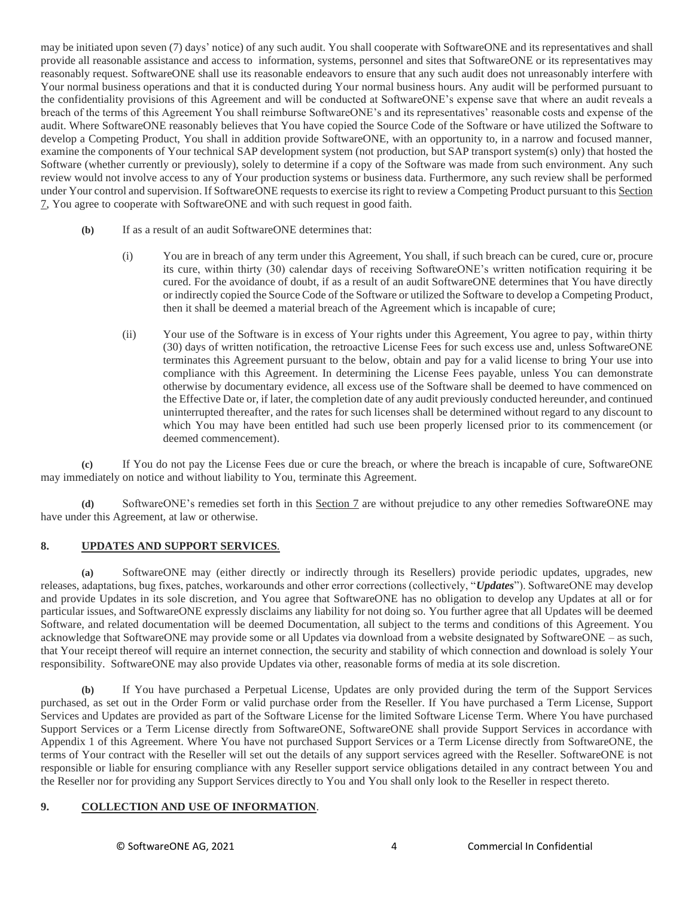may be initiated upon seven (7) days' notice) of any such audit. You shall cooperate with SoftwareONE and its representatives and shall provide all reasonable assistance and access to information, systems, personnel and sites that SoftwareONE or its representatives may reasonably request. SoftwareONE shall use its reasonable endeavors to ensure that any such audit does not unreasonably interfere with Your normal business operations and that it is conducted during Your normal business hours. Any audit will be performed pursuant to the confidentiality provisions of this Agreement and will be conducted at SoftwareONE's expense save that where an audit reveals a breach of the terms of this Agreement You shall reimburse SoftwareONE's and its representatives' reasonable costs and expense of the audit. Where SoftwareONE reasonably believes that You have copied the Source Code of the Software or have utilized the Software to develop a Competing Product, You shall in addition provide SoftwareONE, with an opportunity to, in a narrow and focused manner, examine the components of Your technical SAP development system (not production, but SAP transport system(s) only) that hosted the Software (whether currently or previously), solely to determine if a copy of the Software was made from such environment. Any such review would not involve access to any of Your production systems or business data. Furthermore, any such review shall be performed under Your control and supervision. If SoftwareONE requests to exercise its right to review a Competing Product pursuant to this Section 7, You agree to cooperate with SoftwareONE and with such request in good faith.

**(b)** If as a result of an audit SoftwareONE determines that:

(i) You are in breach of any term under this Agreement, You shall, if such breach can be cured, cure or, procure its cure, within thirty (30) calendar days of receiving SoftwareONE's written notification requiring it be cured. For the avoidance of doubt, if as a result of an audit SoftwareONE determines that You have directly or indirectly copied the Source Code of the Software or utilized the Software to develop a Competing Product, then it shall be deemed a material breach of the Agreement which is incapable of cure;

(ii) Your use of the Software is in excess of Your rights under this Agreement, You agree to pay, within thirty (30) days of written notification, the retroactive License Fees for such excess use and, unless SoftwareONE terminates this Agreement pursuant to the below, obtain and pay for a valid license to bring Your use into compliance with this Agreement. In determining the License Fees payable, unless You can demonstrate otherwise by documentary evidence, all excess use of the Software shall be deemed to have commenced on the Effective Date or, if later, the completion date of any audit previously conducted hereunder, and continued uninterrupted thereafter, and the rates for such licenses shall be determined without regard to any discount to which You may have been entitled had such use been properly licensed prior to its commencement (or deemed commencement).

**(c)** If You do not pay the License Fees due or cure the breach, or where the breach is incapable of cure, SoftwareONE may immediately on notice and without liability to You, terminate this Agreement.

**(d)** SoftwareONE's remedies set forth in this Section 7 are without prejudice to any other remedies SoftwareONE may have under this Agreement, at law or otherwise.

## 8. UPDATES AND SUPPORT SERVICES.

**(a)** SoftwareONE may (either directly or indirectly through its Resellers) provide periodic updates, upgrades, new releases, adaptations, bug fixes, patches, workarounds and other error corrections (collectively, "***Updates***"). SoftwareONE may develop and provide Updates in its sole discretion, and You agree that SoftwareONE has no obligation to develop any Updates at all or for particular issues, and SoftwareONE expressly disclaims any liability for not doing so. You further agree that all Updates will be deemed Software, and related documentation will be deemed Documentation, all subject to the terms and conditions of this Agreement. You acknowledge that SoftwareONE may provide some or all Updates via download from a website designated by SoftwareONE – as such, that Your receipt thereof will require an internet connection, the security and stability of which connection and download is solely Your responsibility. SoftwareONE may also provide Updates via other, reasonable forms of media at its sole discretion.

**(b)** If You have purchased a Perpetual License, Updates are only provided during the term of the Support Services purchased, as set out in the Order Form or valid purchase order from the Reseller. If You have purchased a Term License, Support Services and Updates are provided as part of the Software License for the limited Software License Term. Where You have purchased Support Services or a Term License directly from SoftwareONE, SoftwareONE shall provide Support Services in accordance with Appendix 1 of this Agreement. Where You have not purchased Support Services or a Term License directly from SoftwareONE, the terms of Your contract with the Reseller will set out the details of any support services agreed with the Reseller. SoftwareONE is not responsible or liable for ensuring compliance with any Reseller support service obligations detailed in any contract between You and the Reseller nor for providing any Support Services directly to You and You shall only look to the Reseller in respect thereto.

## 9. COLLECTION AND USE OF INFORMATION.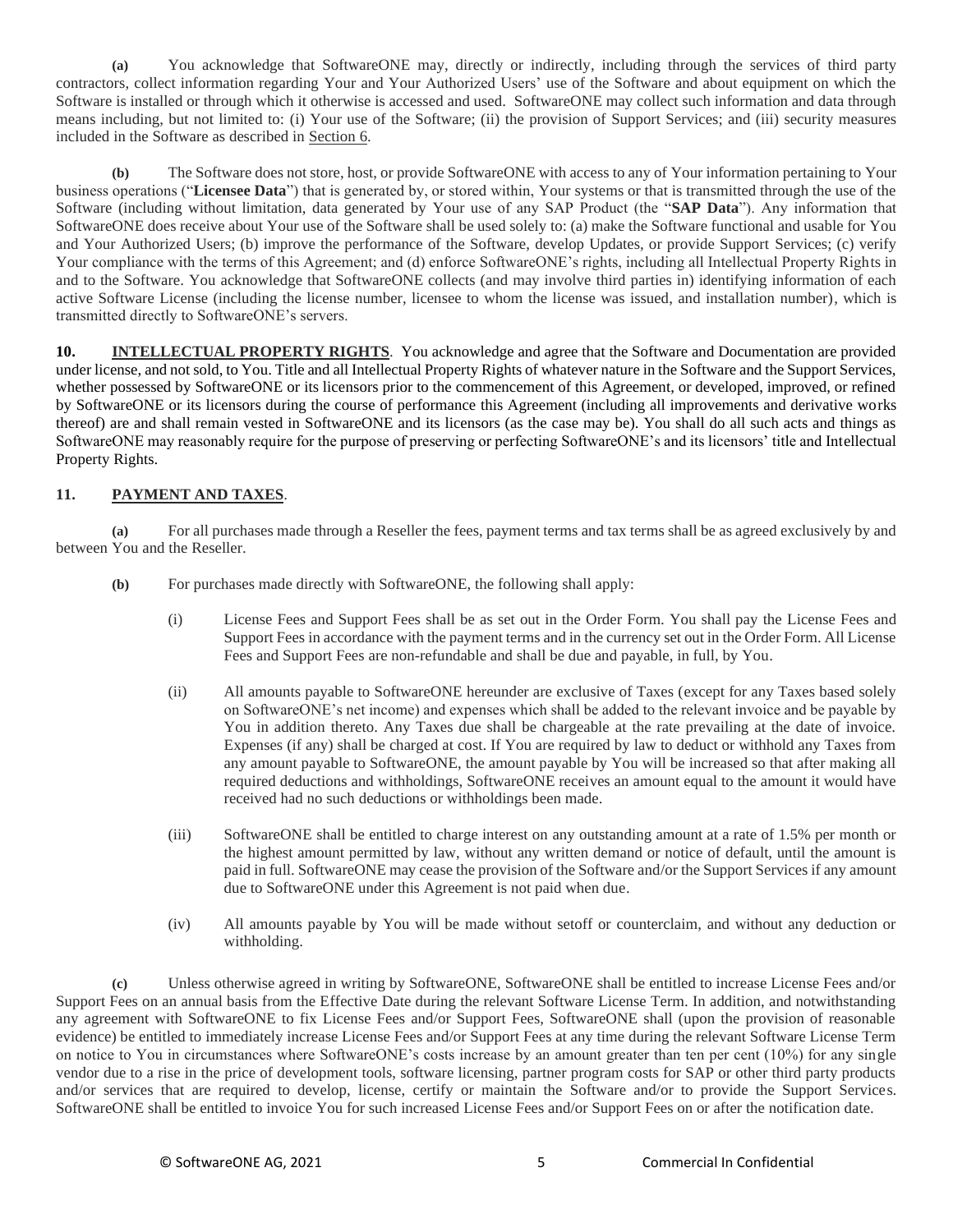**(a)** You acknowledge that SoftwareONE may, directly or indirectly, including through the services of third party contractors, collect information regarding Your and Your Authorized Users' use of the Software and about equipment on which the Software is installed or through which it otherwise is accessed and used. SoftwareONE may collect such information and data through means including, but not limited to: (i) Your use of the Software; (ii) the provision of Support Services; and (iii) security measures included in the Software as described in Section 6.

**(b)** The Software does not store, host, or provide SoftwareONE with access to any of Your information pertaining to Your business operations ("**Licensee Data**") that is generated by, or stored within, Your systems or that is transmitted through the use of the Software (including without limitation, data generated by Your use of any SAP Product (the "**SAP Data**"). Any information that SoftwareONE does receive about Your use of the Software shall be used solely to: (a) make the Software functional and usable for You and Your Authorized Users; (b) improve the performance of the Software, develop Updates, or provide Support Services; (c) verify Your compliance with the terms of this Agreement; and (d) enforce SoftwareONE's rights, including all Intellectual Property Rights in and to the Software. You acknowledge that SoftwareONE collects (and may involve third parties in) identifying information of each active Software License (including the license number, licensee to whom the license was issued, and installation number), which is transmitted directly to SoftwareONE's servers.

**10. INTELLECTUAL PROPERTY RIGHTS**. You acknowledge and agree that the Software and Documentation are provided under license, and not sold, to You. Title and all Intellectual Property Rights of whatever nature in the Software and the Support Services, whether possessed by SoftwareONE or its licensors prior to the commencement of this Agreement, or developed, improved, or refined by SoftwareONE or its licensors during the course of performance this Agreement (including all improvements and derivative works thereof) are and shall remain vested in SoftwareONE and its licensors (as the case may be). You shall do all such acts and things as SoftwareONE may reasonably require for the purpose of preserving or perfecting SoftwareONE's and its licensors' title and Intellectual Property Rights.

**11. PAYMENT AND TAXES**.

**(a)** For all purchases made through a Reseller the fees, payment terms and tax terms shall be as agreed exclusively by and between You and the Reseller.

**(b)** For purchases made directly with SoftwareONE, the following shall apply:

(i) License Fees and Support Fees shall be as set out in the Order Form. You shall pay the License Fees and Support Fees in accordance with the payment terms and in the currency set out in the Order Form. All License Fees and Support Fees are non-refundable and shall be due and payable, in full, by You.

(ii) All amounts payable to SoftwareONE hereunder are exclusive of Taxes (except for any Taxes based solely on SoftwareONE's net income) and expenses which shall be added to the relevant invoice and be payable by You in addition thereto. Any Taxes due shall be chargeable at the rate prevailing at the date of invoice. Expenses (if any) shall be charged at cost. If You are required by law to deduct or withhold any Taxes from any amount payable to SoftwareONE, the amount payable by You will be increased so that after making all required deductions and withholdings, SoftwareONE receives an amount equal to the amount it would have received had no such deductions or withholdings been made.

(iii) SoftwareONE shall be entitled to charge interest on any outstanding amount at a rate of 1.5% per month or the highest amount permitted by law, without any written demand or notice of default, until the amount is paid in full. SoftwareONE may cease the provision of the Software and/or the Support Services if any amount due to SoftwareONE under this Agreement is not paid when due.

(iv) All amounts payable by You will be made without setoff or counterclaim, and without any deduction or withholding.

**(c)** Unless otherwise agreed in writing by SoftwareONE, SoftwareONE shall be entitled to increase License Fees and/or Support Fees on an annual basis from the Effective Date during the relevant Software License Term. In addition, and notwithstanding any agreement with SoftwareONE to fix License Fees and/or Support Fees, SoftwareONE shall (upon the provision of reasonable evidence) be entitled to immediately increase License Fees and/or Support Fees at any time during the relevant Software License Term on notice to You in circumstances where SoftwareONE's costs increase by an amount greater than ten per cent (10%) for any single vendor due to a rise in the price of development tools, software licensing, partner program costs for SAP or other third party products and/or services that are required to develop, license, certify or maintain the Software and/or to provide the Support Services. SoftwareONE shall be entitled to invoice You for such increased License Fees and/or Support Fees on or after the notification date.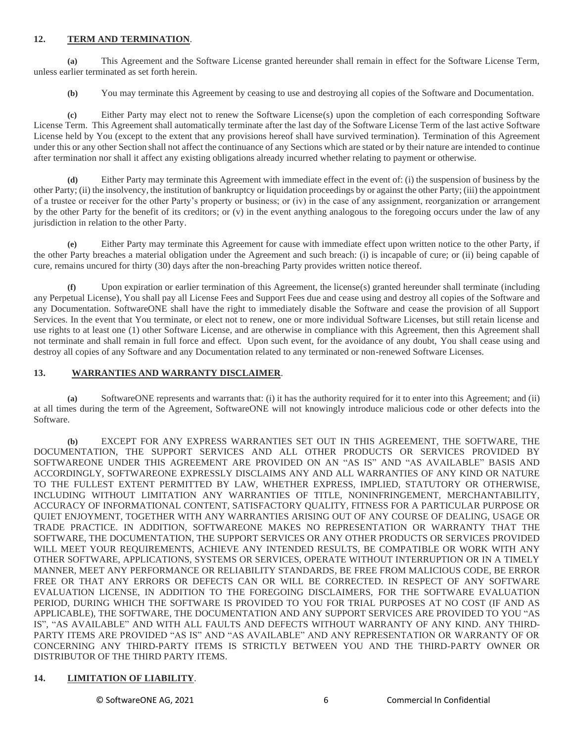## 12. **TERM AND TERMINATION**.

**(a)** This Agreement and the Software License granted hereunder shall remain in effect for the Software License Term, unless earlier terminated as set forth herein.

**(b)** You may terminate this Agreement by ceasing to use and destroying all copies of the Software and Documentation.

**(c)** Either Party may elect not to renew the Software License(s) upon the completion of each corresponding Software License Term. This Agreement shall automatically terminate after the last day of the Software License Term of the last active Software License held by You (except to the extent that any provisions hereof shall have survived termination). Termination of this Agreement under this or any other Section shall not affect the continuance of any Sections which are stated or by their nature are intended to continue after termination nor shall it affect any existing obligations already incurred whether relating to payment or otherwise.

**(d)** Either Party may terminate this Agreement with immediate effect in the event of: (i) the suspension of business by the other Party; (ii) the insolvency, the institution of bankruptcy or liquidation proceedings by or against the other Party; (iii) the appointment of a trustee or receiver for the other Party's property or business; or (iv) in the case of any assignment, reorganization or arrangement by the other Party for the benefit of its creditors; or (v) in the event anything analogous to the foregoing occurs under the law of any jurisdiction in relation to the other Party.

**(e)** Either Party may terminate this Agreement for cause with immediate effect upon written notice to the other Party, if the other Party breaches a material obligation under the Agreement and such breach: (i) is incapable of cure; or (ii) being capable of cure, remains uncured for thirty (30) days after the non-breaching Party provides written notice thereof.

**(f)** Upon expiration or earlier termination of this Agreement, the license(s) granted hereunder shall terminate (including any Perpetual License), You shall pay all License Fees and Support Fees due and cease using and destroy all copies of the Software and any Documentation. SoftwareONE shall have the right to immediately disable the Software and cease the provision of all Support Services. In the event that You terminate, or elect not to renew, one or more individual Software Licenses, but still retain license and use rights to at least one (1) other Software License, and are otherwise in compliance with this Agreement, then this Agreement shall not terminate and shall remain in full force and effect. Upon such event, for the avoidance of any doubt, You shall cease using and destroy all copies of any Software and any Documentation related to any terminated or non-renewed Software Licenses.

## 13. **WARRANTIES AND WARRANTY DISCLAIMER**.

**(a)** SoftwareONE represents and warrants that: (i) it has the authority required for it to enter into this Agreement; and (ii) at all times during the term of the Agreement, SoftwareONE will not knowingly introduce malicious code or other defects into the Software.

**(b)** EXCEPT FOR ANY EXPRESS WARRANTIES SET OUT IN THIS AGREEMENT, THE SOFTWARE, THE DOCUMENTATION, THE SUPPORT SERVICES AND ALL OTHER PRODUCTS OR SERVICES PROVIDED BY SOFTWAREONE UNDER THIS AGREEMENT ARE PROVIDED ON AN "AS IS" AND "AS AVAILABLE" BASIS AND ACCORDINGLY, SOFTWAREONE EXPRESSLY DISCLAIMS ANY AND ALL WARRANTIES OF ANY KIND OR NATURE TO THE FULLEST EXTENT PERMITTED BY LAW, WHETHER EXPRESS, IMPLIED, STATUTORY OR OTHERWISE, INCLUDING WITHOUT LIMITATION ANY WARRANTIES OF TITLE, NONINFRINGEMENT, MERCHANTABILITY, ACCURACY OF INFORMATIONAL CONTENT, SATISFACTORY QUALITY, FITNESS FOR A PARTICULAR PURPOSE OR QUIET ENJOYMENT, TOGETHER WITH ANY WARRANTIES ARISING OUT OF ANY COURSE OF DEALING, USAGE OR TRADE PRACTICE. IN ADDITION, SOFTWAREONE MAKES NO REPRESENTATION OR WARRANTY THAT THE SOFTWARE, THE DOCUMENTATION, THE SUPPORT SERVICES OR ANY OTHER PRODUCTS OR SERVICES PROVIDED WILL MEET YOUR REQUIREMENTS, ACHIEVE ANY INTENDED RESULTS, BE COMPATIBLE OR WORK WITH ANY OTHER SOFTWARE, APPLICATIONS, SYSTEMS OR SERVICES, OPERATE WITHOUT INTERRUPTION OR IN A TIMELY MANNER, MEET ANY PERFORMANCE OR RELIABILITY STANDARDS, BE FREE FROM MALICIOUS CODE, BE ERROR FREE OR THAT ANY ERRORS OR DEFECTS CAN OR WILL BE CORRECTED. IN RESPECT OF ANY SOFTWARE EVALUATION LICENSE, IN ADDITION TO THE FOREGOING DISCLAIMERS, FOR THE SOFTWARE EVALUATION PERIOD, DURING WHICH THE SOFTWARE IS PROVIDED TO YOU FOR TRIAL PURPOSES AT NO COST (IF AND AS APPLICABLE), THE SOFTWARE, THE DOCUMENTATION AND ANY SUPPORT SERVICES ARE PROVIDED TO YOU "AS IS", "AS AVAILABLE" AND WITH ALL FAULTS AND DEFECTS WITHOUT WARRANTY OF ANY KIND. ANY THIRD-PARTY ITEMS ARE PROVIDED "AS IS" AND "AS AVAILABLE" AND ANY REPRESENTATION OR WARRANTY OF OR CONCERNING ANY THIRD-PARTY ITEMS IS STRICTLY BETWEEN YOU AND THE THIRD-PARTY OWNER OR DISTRIBUTOR OF THE THIRD PARTY ITEMS.

## 14. **LIMITATION OF LIABILITY**.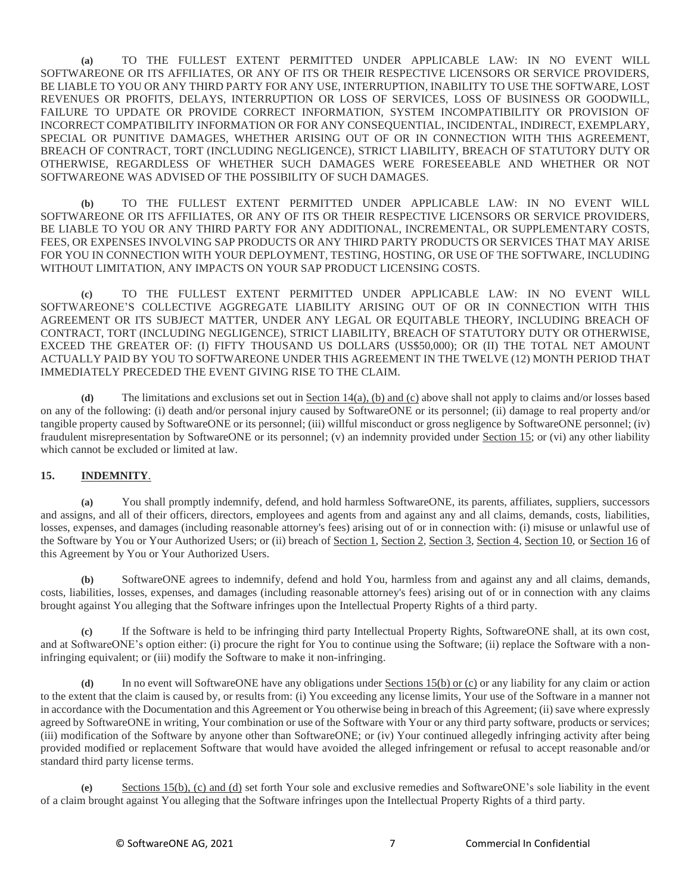**(a)** TO THE FULLEST EXTENT PERMITTED UNDER APPLICABLE LAW: IN NO EVENT WILL SOFTWAREONE OR ITS AFFILIATES, OR ANY OF ITS OR THEIR RESPECTIVE LICENSORS OR SERVICE PROVIDERS, BE LIABLE TO YOU OR ANY THIRD PARTY FOR ANY USE, INTERRUPTION, INABILITY TO USE THE SOFTWARE, LOST REVENUES OR PROFITS, DELAYS, INTERRUPTION OR LOSS OF SERVICES, LOSS OF BUSINESS OR GOODWILL, FAILURE TO UPDATE OR PROVIDE CORRECT INFORMATION, SYSTEM INCOMPATIBILITY OR PROVISION OF INCORRECT COMPATIBILITY INFORMATION OR FOR ANY CONSEQUENTIAL, INCIDENTAL, INDIRECT, EXEMPLARY, SPECIAL OR PUNITIVE DAMAGES, WHETHER ARISING OUT OF OR IN CONNECTION WITH THIS AGREEMENT, BREACH OF CONTRACT, TORT (INCLUDING NEGLIGENCE), STRICT LIABILITY, BREACH OF STATUTORY DUTY OR OTHERWISE, REGARDLESS OF WHETHER SUCH DAMAGES WERE FORESEEABLE AND WHETHER OR NOT SOFTWAREONE WAS ADVISED OF THE POSSIBILITY OF SUCH DAMAGES.

**(b)** TO THE FULLEST EXTENT PERMITTED UNDER APPLICABLE LAW: IN NO EVENT WILL SOFTWAREONE OR ITS AFFILIATES, OR ANY OF ITS OR THEIR RESPECTIVE LICENSORS OR SERVICE PROVIDERS, BE LIABLE TO YOU OR ANY THIRD PARTY FOR ANY ADDITIONAL, INCREMENTAL, OR SUPPLEMENTARY COSTS, FEES, OR EXPENSES INVOLVING SAP PRODUCTS OR ANY THIRD PARTY PRODUCTS OR SERVICES THAT MAY ARISE FOR YOU IN CONNECTION WITH YOUR DEPLOYMENT, TESTING, HOSTING, OR USE OF THE SOFTWARE, INCLUDING WITHOUT LIMITATION, ANY IMPACTS ON YOUR SAP PRODUCT LICENSING COSTS.

**(c)** TO THE FULLEST EXTENT PERMITTED UNDER APPLICABLE LAW: IN NO EVENT WILL SOFTWAREONE'S COLLECTIVE AGGREGATE LIABILITY ARISING OUT OF OR IN CONNECTION WITH THIS AGREEMENT OR ITS SUBJECT MATTER, UNDER ANY LEGAL OR EQUITABLE THEORY, INCLUDING BREACH OF CONTRACT, TORT (INCLUDING NEGLIGENCE), STRICT LIABILITY, BREACH OF STATUTORY DUTY OR OTHERWISE, EXCEED THE GREATER OF: (I) FIFTY THOUSAND US DOLLARS (US$50,000); OR (II) THE TOTAL NET AMOUNT ACTUALLY PAID BY YOU TO SOFTWAREONE UNDER THIS AGREEMENT IN THE TWELVE (12) MONTH PERIOD THAT IMMEDIATELY PRECEDED THE EVENT GIVING RISE TO THE CLAIM.

**(d)** The limitations and exclusions set out in Section 14(a), (b) and (c) above shall not apply to claims and/or losses based on any of the following: (i) death and/or personal injury caused by SoftwareONE or its personnel; (ii) damage to real property and/or tangible property caused by SoftwareONE or its personnel; (iii) willful misconduct or gross negligence by SoftwareONE personnel; (iv) fraudulent misrepresentation by SoftwareONE or its personnel; (v) an indemnity provided under Section 15; or (vi) any other liability which cannot be excluded or limited at law.

## 15. INDEMNITY.

**(a)** You shall promptly indemnify, defend, and hold harmless SoftwareONE, its parents, affiliates, suppliers, successors and assigns, and all of their officers, directors, employees and agents from and against any and all claims, demands, costs, liabilities, losses, expenses, and damages (including reasonable attorney's fees) arising out of or in connection with: (i) misuse or unlawful use of the Software by You or Your Authorized Users; or (ii) breach of Section 1, Section 2, Section 3, Section 4, Section 10, or Section 16 of this Agreement by You or Your Authorized Users.

**(b)** SoftwareONE agrees to indemnify, defend and hold You, harmless from and against any and all claims, demands, costs, liabilities, losses, expenses, and damages (including reasonable attorney's fees) arising out of or in connection with any claims brought against You alleging that the Software infringes upon the Intellectual Property Rights of a third party.

**(c)** If the Software is held to be infringing third party Intellectual Property Rights, SoftwareONE shall, at its own cost, and at SoftwareONE's option either: (i) procure the right for You to continue using the Software; (ii) replace the Software with a non-infringing equivalent; or (iii) modify the Software to make it non-infringing.

**(d)** In no event will SoftwareONE have any obligations under Sections 15(b) or (c) or any liability for any claim or action to the extent that the claim is caused by, or results from: (i) You exceeding any license limits, Your use of the Software in a manner not in accordance with the Documentation and this Agreement or You otherwise being in breach of this Agreement; (ii) save where expressly agreed by SoftwareONE in writing, Your combination or use of the Software with Your or any third party software, products or services; (iii) modification of the Software by anyone other than SoftwareONE; or (iv) Your continued allegedly infringing activity after being provided modified or replacement Software that would have avoided the alleged infringement or refusal to accept reasonable and/or standard third party license terms.

**(e)** Sections 15(b), (c) and (d) set forth Your sole and exclusive remedies and SoftwareONE's sole liability in the event of a claim brought against You alleging that the Software infringes upon the Intellectual Property Rights of a third party.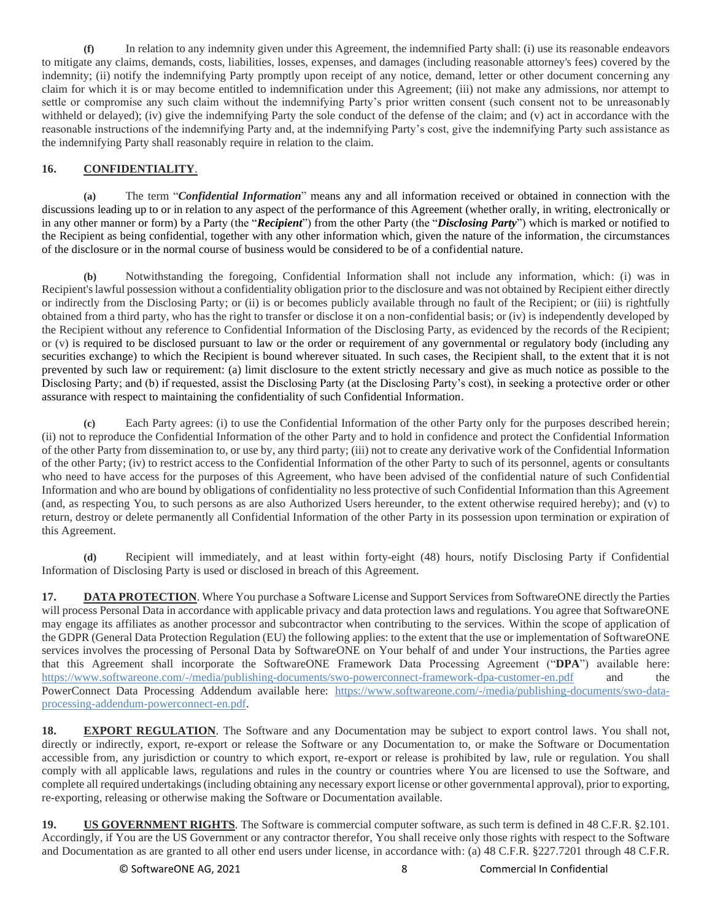**(f)** In relation to any indemnity given under this Agreement, the indemnified Party shall: (i) use its reasonable endeavors to mitigate any claims, demands, costs, liabilities, losses, expenses, and damages (including reasonable attorney's fees) covered by the indemnity; (ii) notify the indemnifying Party promptly upon receipt of any notice, demand, letter or other document concerning any claim for which it is or may become entitled to indemnification under this Agreement; (iii) not make any admissions, nor attempt to settle or compromise any such claim without the indemnifying Party's prior written consent (such consent not to be unreasonably withheld or delayed); (iv) give the indemnifying Party the sole conduct of the defense of the claim; and (v) act in accordance with the reasonable instructions of the indemnifying Party and, at the indemnifying Party's cost, give the indemnifying Party such assistance as the indemnifying Party shall reasonably require in relation to the claim.

**16. CONFIDENTIALITY**.

**(a)** The term "***Confidential Information***" means any and all information received or obtained in connection with the discussions leading up to or in relation to any aspect of the performance of this Agreement (whether orally, in writing, electronically or in any other manner or form) by a Party (the "***Recipient***") from the other Party (the "***Disclosing Party***") which is marked or notified to the Recipient as being confidential, together with any other information which, given the nature of the information, the circumstances of the disclosure or in the normal course of business would be considered to be of a confidential nature.

**(b)** Notwithstanding the foregoing, Confidential Information shall not include any information, which: (i) was in Recipient's lawful possession without a confidentiality obligation prior to the disclosure and was not obtained by Recipient either directly or indirectly from the Disclosing Party; or (ii) is or becomes publicly available through no fault of the Recipient; or (iii) is rightfully obtained from a third party, who has the right to transfer or disclose it on a non-confidential basis; or (iv) is independently developed by the Recipient without any reference to Confidential Information of the Disclosing Party, as evidenced by the records of the Recipient; or (v) is required to be disclosed pursuant to law or the order or requirement of any governmental or regulatory body (including any securities exchange) to which the Recipient is bound wherever situated. In such cases, the Recipient shall, to the extent that it is not prevented by such law or requirement: (a) limit disclosure to the extent strictly necessary and give as much notice as possible to the Disclosing Party; and (b) if requested, assist the Disclosing Party (at the Disclosing Party's cost), in seeking a protective order or other assurance with respect to maintaining the confidentiality of such Confidential Information.

**(c)** Each Party agrees: (i) to use the Confidential Information of the other Party only for the purposes described herein; (ii) not to reproduce the Confidential Information of the other Party and to hold in confidence and protect the Confidential Information of the other Party from dissemination to, or use by, any third party; (iii) not to create any derivative work of the Confidential Information of the other Party; (iv) to restrict access to the Confidential Information of the other Party to such of its personnel, agents or consultants who need to have access for the purposes of this Agreement, who have been advised of the confidential nature of such Confidential Information and who are bound by obligations of confidentiality no less protective of such Confidential Information than this Agreement (and, as respecting You, to such persons as are also Authorized Users hereunder, to the extent otherwise required hereby); and (v) to return, destroy or delete permanently all Confidential Information of the other Party in its possession upon termination or expiration of this Agreement.

**(d)** Recipient will immediately, and at least within forty-eight (48) hours, notify Disclosing Party if Confidential Information of Disclosing Party is used or disclosed in breach of this Agreement.

**17. DATA PROTECTION**. Where You purchase a Software License and Support Services from SoftwareONE directly the Parties will process Personal Data in accordance with applicable privacy and data protection laws and regulations. You agree that SoftwareONE may engage its affiliates as another processor and subcontractor when contributing to the services. Within the scope of application of the GDPR (General Data Protection Regulation (EU) the following applies: to the extent that the use or implementation of SoftwareONE services involves the processing of Personal Data by SoftwareONE on Your behalf of and under Your instructions, the Parties agree that this Agreement shall incorporate the SoftwareONE Framework Data Processing Agreement ("**DPA**") available here: https://www.softwareone.com/-/media/publishing-documents/swo-powerconnect-framework-dpa-customer-en.pdf and the PowerConnect Data Processing Addendum available here: https://www.softwareone.com/-/media/publishing-documents/swo-data-processing-addendum-powerconnect-en.pdf.

**18. EXPORT REGULATION**. The Software and any Documentation may be subject to export control laws. You shall not, directly or indirectly, export, re-export or release the Software or any Documentation to, or make the Software or Documentation accessible from, any jurisdiction or country to which export, re-export or release is prohibited by law, rule or regulation. You shall comply with all applicable laws, regulations and rules in the country or countries where You are licensed to use the Software, and complete all required undertakings (including obtaining any necessary export license or other governmental approval), prior to exporting, re-exporting, releasing or otherwise making the Software or Documentation available.

**19. US GOVERNMENT RIGHTS**. The Software is commercial computer software, as such term is defined in 48 C.F.R. §2.101. Accordingly, if You are the US Government or any contractor therefor, You shall receive only those rights with respect to the Software and Documentation as are granted to all other end users under license, in accordance with: (a) 48 C.F.R. §227.7201 through 48 C.F.R.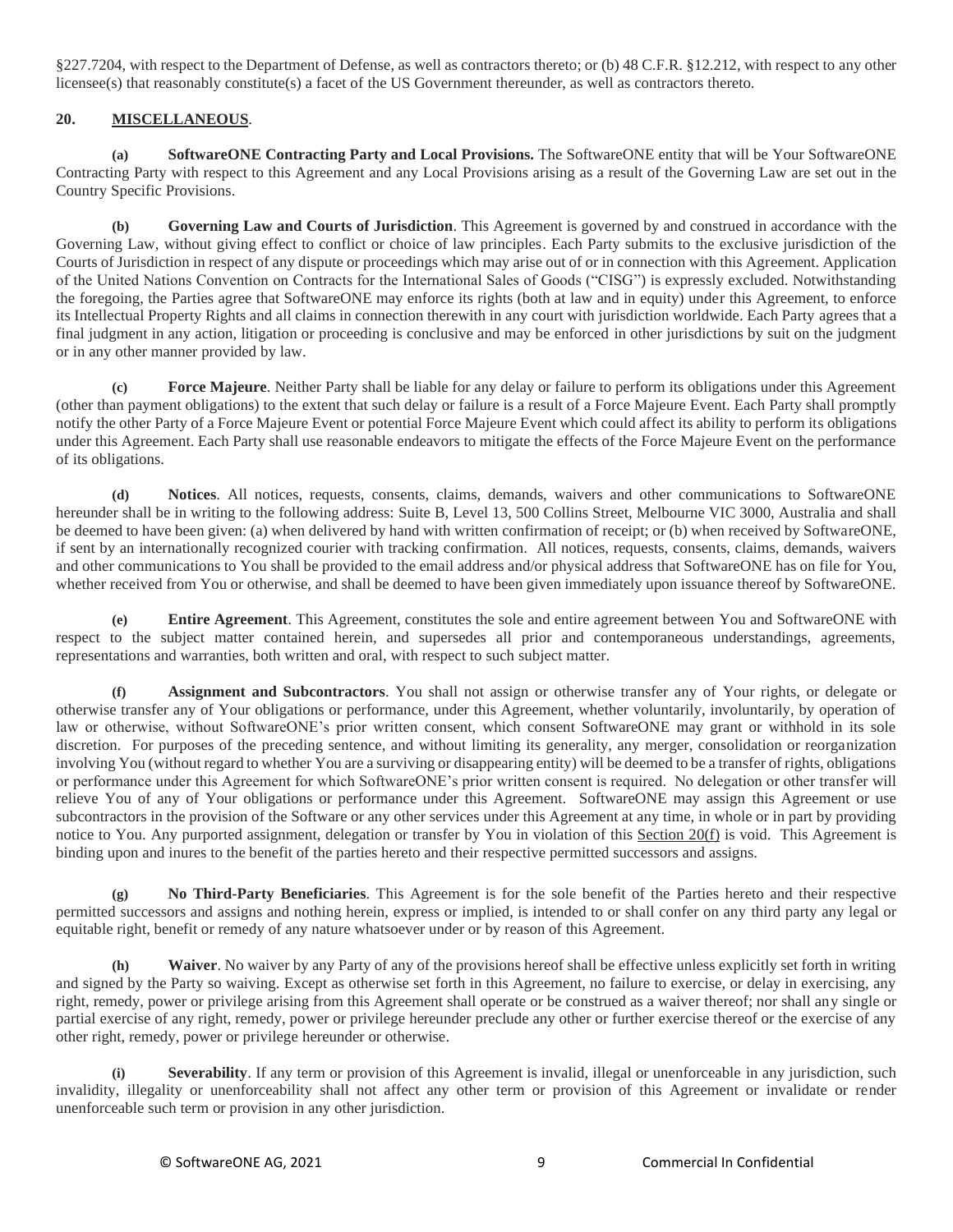§227.7204, with respect to the Department of Defense, as well as contractors thereto; or (b) 48 C.F.R. §12.212, with respect to any other licensee(s) that reasonably constitute(s) a facet of the US Government thereunder, as well as contractors thereto.

## 20. MISCELLANEOUS.

**(a) SoftwareONE Contracting Party and Local Provisions.** The SoftwareONE entity that will be Your SoftwareONE Contracting Party with respect to this Agreement and any Local Provisions arising as a result of the Governing Law are set out in the Country Specific Provisions.

**(b) Governing Law and Courts of Jurisdiction**. This Agreement is governed by and construed in accordance with the Governing Law, without giving effect to conflict or choice of law principles. Each Party submits to the exclusive jurisdiction of the Courts of Jurisdiction in respect of any dispute or proceedings which may arise out of or in connection with this Agreement. Application of the United Nations Convention on Contracts for the International Sales of Goods ("CISG") is expressly excluded. Notwithstanding the foregoing, the Parties agree that SoftwareONE may enforce its rights (both at law and in equity) under this Agreement, to enforce its Intellectual Property Rights and all claims in connection therewith in any court with jurisdiction worldwide. Each Party agrees that a final judgment in any action, litigation or proceeding is conclusive and may be enforced in other jurisdictions by suit on the judgment or in any other manner provided by law.

**(c) Force Majeure**. Neither Party shall be liable for any delay or failure to perform its obligations under this Agreement (other than payment obligations) to the extent that such delay or failure is a result of a Force Majeure Event. Each Party shall promptly notify the other Party of a Force Majeure Event or potential Force Majeure Event which could affect its ability to perform its obligations under this Agreement. Each Party shall use reasonable endeavors to mitigate the effects of the Force Majeure Event on the performance of its obligations.

**(d) Notices**. All notices, requests, consents, claims, demands, waivers and other communications to SoftwareONE hereunder shall be in writing to the following address: Suite B, Level 13, 500 Collins Street, Melbourne VIC 3000, Australia and shall be deemed to have been given: (a) when delivered by hand with written confirmation of receipt; or (b) when received by SoftwareONE, if sent by an internationally recognized courier with tracking confirmation. All notices, requests, consents, claims, demands, waivers and other communications to You shall be provided to the email address and/or physical address that SoftwareONE has on file for You, whether received from You or otherwise, and shall be deemed to have been given immediately upon issuance thereof by SoftwareONE.

**(e) Entire Agreement**. This Agreement, constitutes the sole and entire agreement between You and SoftwareONE with respect to the subject matter contained herein, and supersedes all prior and contemporaneous understandings, agreements, representations and warranties, both written and oral, with respect to such subject matter.

**(f) Assignment and Subcontractors**. You shall not assign or otherwise transfer any of Your rights, or delegate or otherwise transfer any of Your obligations or performance, under this Agreement, whether voluntarily, involuntarily, by operation of law or otherwise, without SoftwareONE's prior written consent, which consent SoftwareONE may grant or withhold in its sole discretion. For purposes of the preceding sentence, and without limiting its generality, any merger, consolidation or reorganization involving You (without regard to whether You are a surviving or disappearing entity) will be deemed to be a transfer of rights, obligations or performance under this Agreement for which SoftwareONE's prior written consent is required. No delegation or other transfer will relieve You of any of Your obligations or performance under this Agreement. SoftwareONE may assign this Agreement or use subcontractors in the provision of the Software or any other services under this Agreement at any time, in whole or in part by providing notice to You. Any purported assignment, delegation or transfer by You in violation of this Section 20(f) is void. This Agreement is binding upon and inures to the benefit of the parties hereto and their respective permitted successors and assigns.

**(g) No Third-Party Beneficiaries**. This Agreement is for the sole benefit of the Parties hereto and their respective permitted successors and assigns and nothing herein, express or implied, is intended to or shall confer on any third party any legal or equitable right, benefit or remedy of any nature whatsoever under or by reason of this Agreement.

**(h) Waiver**. No waiver by any Party of any of the provisions hereof shall be effective unless explicitly set forth in writing and signed by the Party so waiving. Except as otherwise set forth in this Agreement, no failure to exercise, or delay in exercising, any right, remedy, power or privilege arising from this Agreement shall operate or be construed as a waiver thereof; nor shall any single or partial exercise of any right, remedy, power or privilege hereunder preclude any other or further exercise thereof or the exercise of any other right, remedy, power or privilege hereunder or otherwise.

**(i) Severability**. If any term or provision of this Agreement is invalid, illegal or unenforceable in any jurisdiction, such invalidity, illegality or unenforceability shall not affect any other term or provision of this Agreement or invalidate or render unenforceable such term or provision in any other jurisdiction.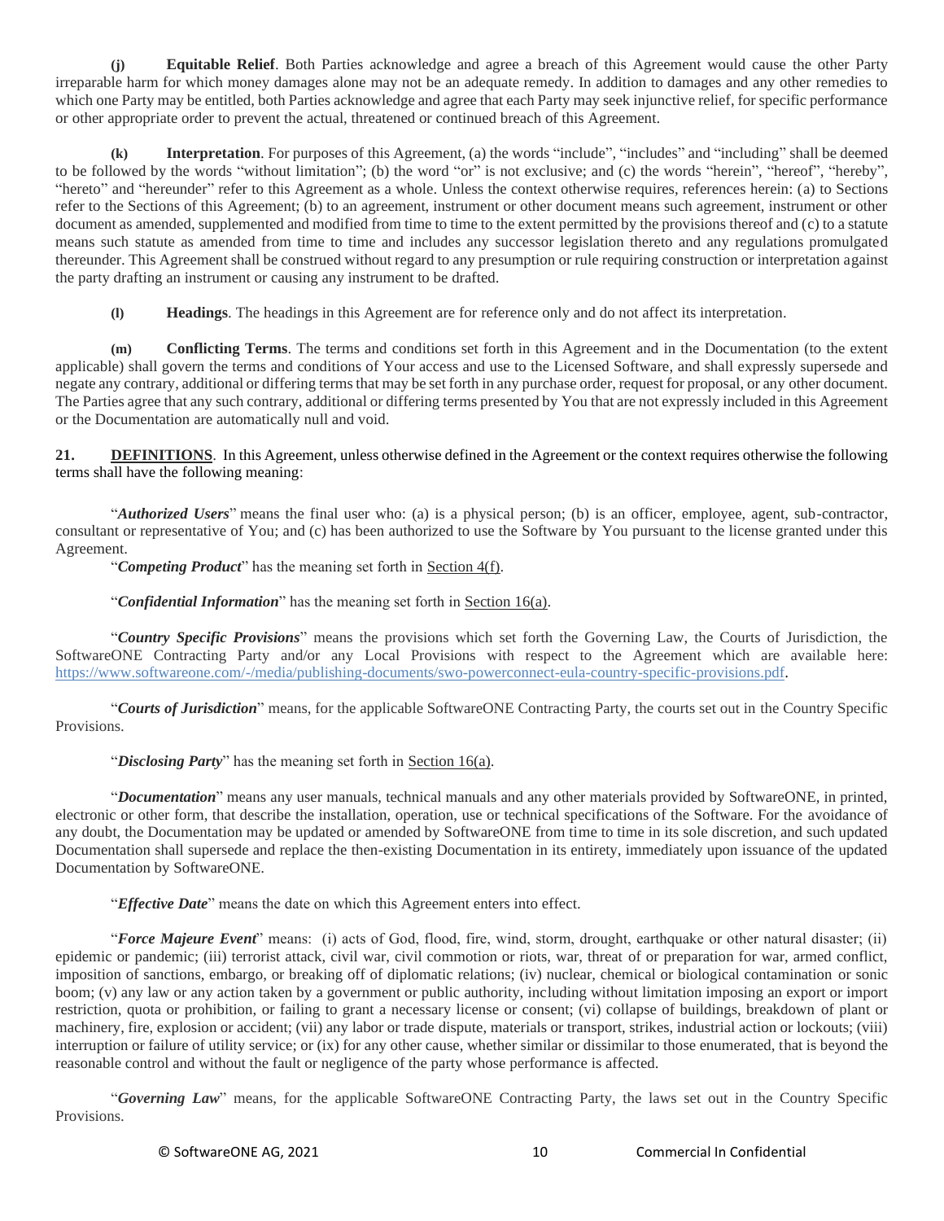**(j) Equitable Relief**. Both Parties acknowledge and agree a breach of this Agreement would cause the other Party irreparable harm for which money damages alone may not be an adequate remedy. In addition to damages and any other remedies to which one Party may be entitled, both Parties acknowledge and agree that each Party may seek injunctive relief, for specific performance or other appropriate order to prevent the actual, threatened or continued breach of this Agreement.

**(k) Interpretation**. For purposes of this Agreement, (a) the words "include", "includes" and "including" shall be deemed to be followed by the words "without limitation"; (b) the word "or" is not exclusive; and (c) the words "herein", "hereof", "hereby", "hereto" and "hereunder" refer to this Agreement as a whole. Unless the context otherwise requires, references herein: (a) to Sections refer to the Sections of this Agreement; (b) to an agreement, instrument or other document means such agreement, instrument or other document as amended, supplemented and modified from time to time to the extent permitted by the provisions thereof and (c) to a statute means such statute as amended from time to time and includes any successor legislation thereto and any regulations promulgated thereunder. This Agreement shall be construed without regard to any presumption or rule requiring construction or interpretation against the party drafting an instrument or causing any instrument to be drafted.

**(l) Headings**. The headings in this Agreement are for reference only and do not affect its interpretation.

**(m) Conflicting Terms**. The terms and conditions set forth in this Agreement and in the Documentation (to the extent applicable) shall govern the terms and conditions of Your access and use to the Licensed Software, and shall expressly supersede and negate any contrary, additional or differing terms that may be set forth in any purchase order, request for proposal, or any other document. The Parties agree that any such contrary, additional or differing terms presented by You that are not expressly included in this Agreement or the Documentation are automatically null and void.

**21. DEFINITIONS**. In this Agreement, unless otherwise defined in the Agreement or the context requires otherwise the following terms shall have the following meaning:

"***Authorized Users***" means the final user who: (a) is a physical person; (b) is an officer, employee, agent, sub-contractor, consultant or representative of You; and (c) has been authorized to use the Software by You pursuant to the license granted under this Agreement.

"***Competing Product***" has the meaning set forth in Section 4(f).

"***Confidential Information***" has the meaning set forth in Section 16(a).

"***Country Specific Provisions***" means the provisions which set forth the Governing Law, the Courts of Jurisdiction, the SoftwareONE Contracting Party and/or any Local Provisions with respect to the Agreement which are available here: https://www.softwareone.com/-/media/publishing-documents/swo-powerconnect-eula-country-specific-provisions.pdf.

"***Courts of Jurisdiction***" means, for the applicable SoftwareONE Contracting Party, the courts set out in the Country Specific Provisions.

"***Disclosing Party***" has the meaning set forth in Section 16(a).

"***Documentation***" means any user manuals, technical manuals and any other materials provided by SoftwareONE, in printed, electronic or other form, that describe the installation, operation, use or technical specifications of the Software. For the avoidance of any doubt, the Documentation may be updated or amended by SoftwareONE from time to time in its sole discretion, and such updated Documentation shall supersede and replace the then-existing Documentation in its entirety, immediately upon issuance of the updated Documentation by SoftwareONE.

"***Effective Date***" means the date on which this Agreement enters into effect.

"***Force Majeure Event***" means: (i) acts of God, flood, fire, wind, storm, drought, earthquake or other natural disaster; (ii) epidemic or pandemic; (iii) terrorist attack, civil war, civil commotion or riots, war, threat of or preparation for war, armed conflict, imposition of sanctions, embargo, or breaking off of diplomatic relations; (iv) nuclear, chemical or biological contamination or sonic boom; (v) any law or any action taken by a government or public authority, including without limitation imposing an export or import restriction, quota or prohibition, or failing to grant a necessary license or consent; (vi) collapse of buildings, breakdown of plant or machinery, fire, explosion or accident; (vii) any labor or trade dispute, materials or transport, strikes, industrial action or lockouts; (viii) interruption or failure of utility service; or (ix) for any other cause, whether similar or dissimilar to those enumerated, that is beyond the reasonable control and without the fault or negligence of the party whose performance is affected.

"***Governing Law***" means, for the applicable SoftwareONE Contracting Party, the laws set out in the Country Specific Provisions.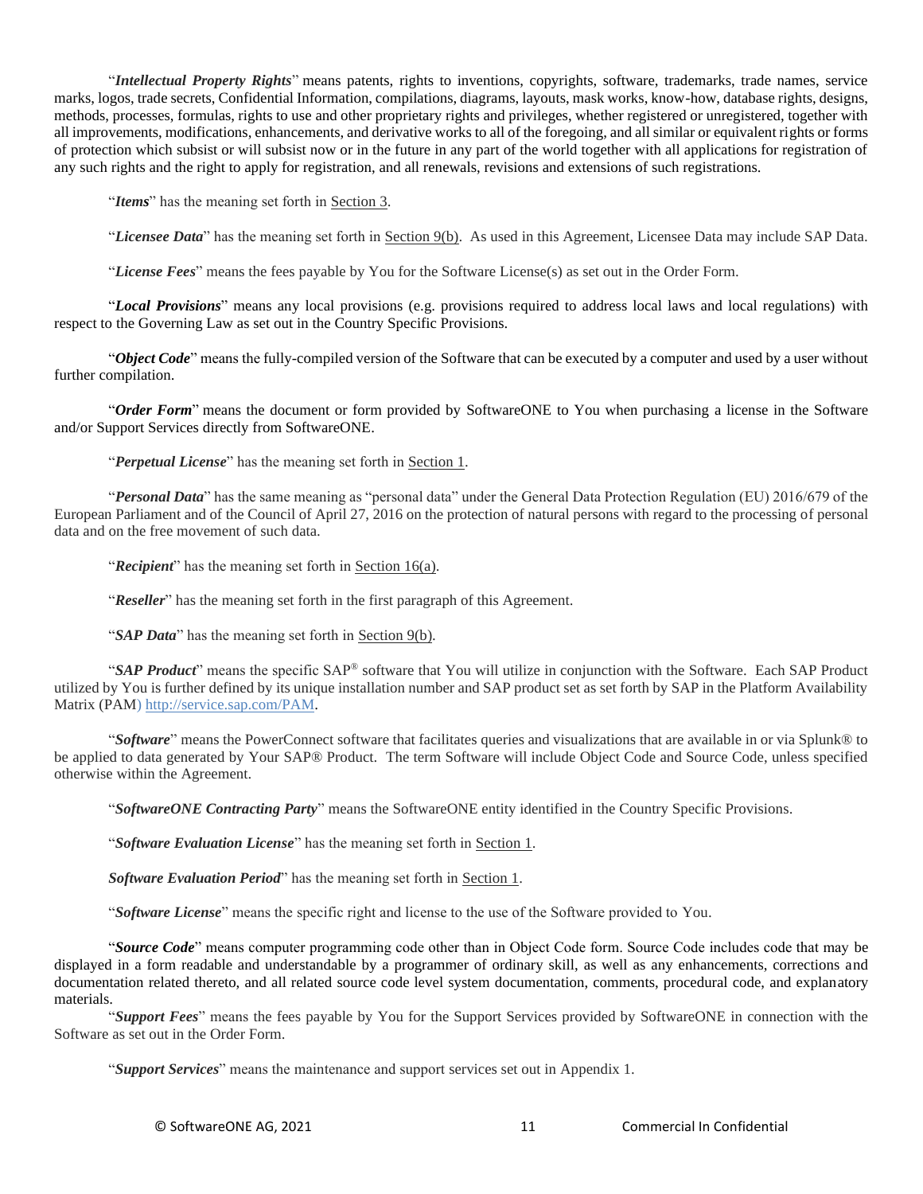"***Intellectual Property Rights***" means patents, rights to inventions, copyrights, software, trademarks, trade names, service marks, logos, trade secrets, Confidential Information, compilations, diagrams, layouts, mask works, know-how, database rights, designs, methods, processes, formulas, rights to use and other proprietary rights and privileges, whether registered or unregistered, together with all improvements, modifications, enhancements, and derivative works to all of the foregoing, and all similar or equivalent rights or forms of protection which subsist or will subsist now or in the future in any part of the world together with all applications for registration of any such rights and the right to apply for registration, and all renewals, revisions and extensions of such registrations.

"***Items***" has the meaning set forth in Section 3.

"***Licensee Data***" has the meaning set forth in Section 9(b). As used in this Agreement, Licensee Data may include SAP Data.

"***License Fees***" means the fees payable by You for the Software License(s) as set out in the Order Form.

"***Local Provisions***" means any local provisions (e.g. provisions required to address local laws and local regulations) with respect to the Governing Law as set out in the Country Specific Provisions.

"***Object Code***" means the fully-compiled version of the Software that can be executed by a computer and used by a user without further compilation.

"***Order Form***" means the document or form provided by SoftwareONE to You when purchasing a license in the Software and/or Support Services directly from SoftwareONE.

"***Perpetual License***" has the meaning set forth in Section 1.

"***Personal Data***" has the same meaning as "personal data" under the General Data Protection Regulation (EU) 2016/679 of the European Parliament and of the Council of April 27, 2016 on the protection of natural persons with regard to the processing of personal data and on the free movement of such data.

"***Recipient***" has the meaning set forth in Section 16(a).

"***Reseller***" has the meaning set forth in the first paragraph of this Agreement.

"***SAP Data***" has the meaning set forth in Section 9(b).

"***SAP Product***" means the specific SAP® software that You will utilize in conjunction with the Software. Each SAP Product utilized by You is further defined by its unique installation number and SAP product set as set forth by SAP in the Platform Availability Matrix (PAM) http://service.sap.com/PAM.

"***Software***" means the PowerConnect software that facilitates queries and visualizations that are available in or via Splunk® to be applied to data generated by Your SAP® Product. The term Software will include Object Code and Source Code, unless specified otherwise within the Agreement.

"***SoftwareONE Contracting Party***" means the SoftwareONE entity identified in the Country Specific Provisions.

"***Software Evaluation License***" has the meaning set forth in Section 1.

***Software Evaluation Period***" has the meaning set forth in Section 1.

"***Software License***" means the specific right and license to the use of the Software provided to You.

"***Source Code***" means computer programming code other than in Object Code form. Source Code includes code that may be displayed in a form readable and understandable by a programmer of ordinary skill, as well as any enhancements, corrections and documentation related thereto, and all related source code level system documentation, comments, procedural code, and explanatory materials.

"***Support Fees***" means the fees payable by You for the Support Services provided by SoftwareONE in connection with the Software as set out in the Order Form.

"***Support Services***" means the maintenance and support services set out in Appendix 1.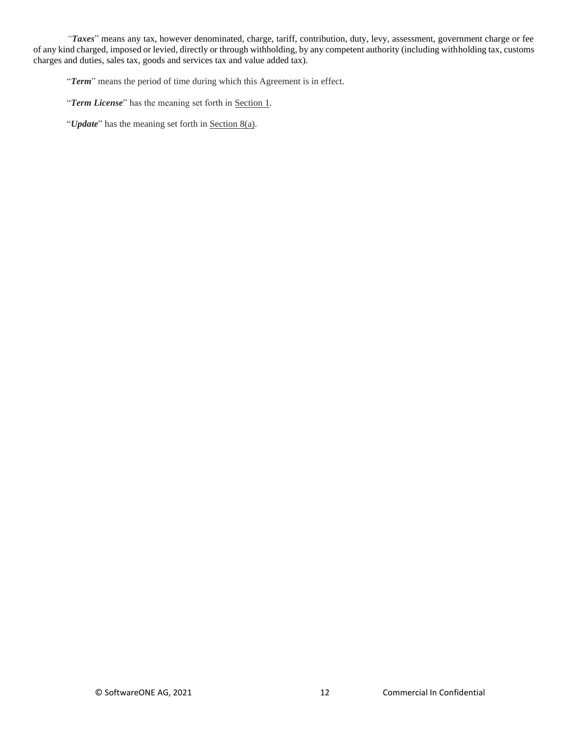"***Taxes***" means any tax, however denominated, charge, tariff, contribution, duty, levy, assessment, government charge or fee of any kind charged, imposed or levied, directly or through withholding, by any competent authority (including withholding tax, customs charges and duties, sales tax, goods and services tax and value added tax).

"***Term***" means the period of time during which this Agreement is in effect.

"***Term License***" has the meaning set forth in Section 1.

"***Update***" has the meaning set forth in Section 8(a).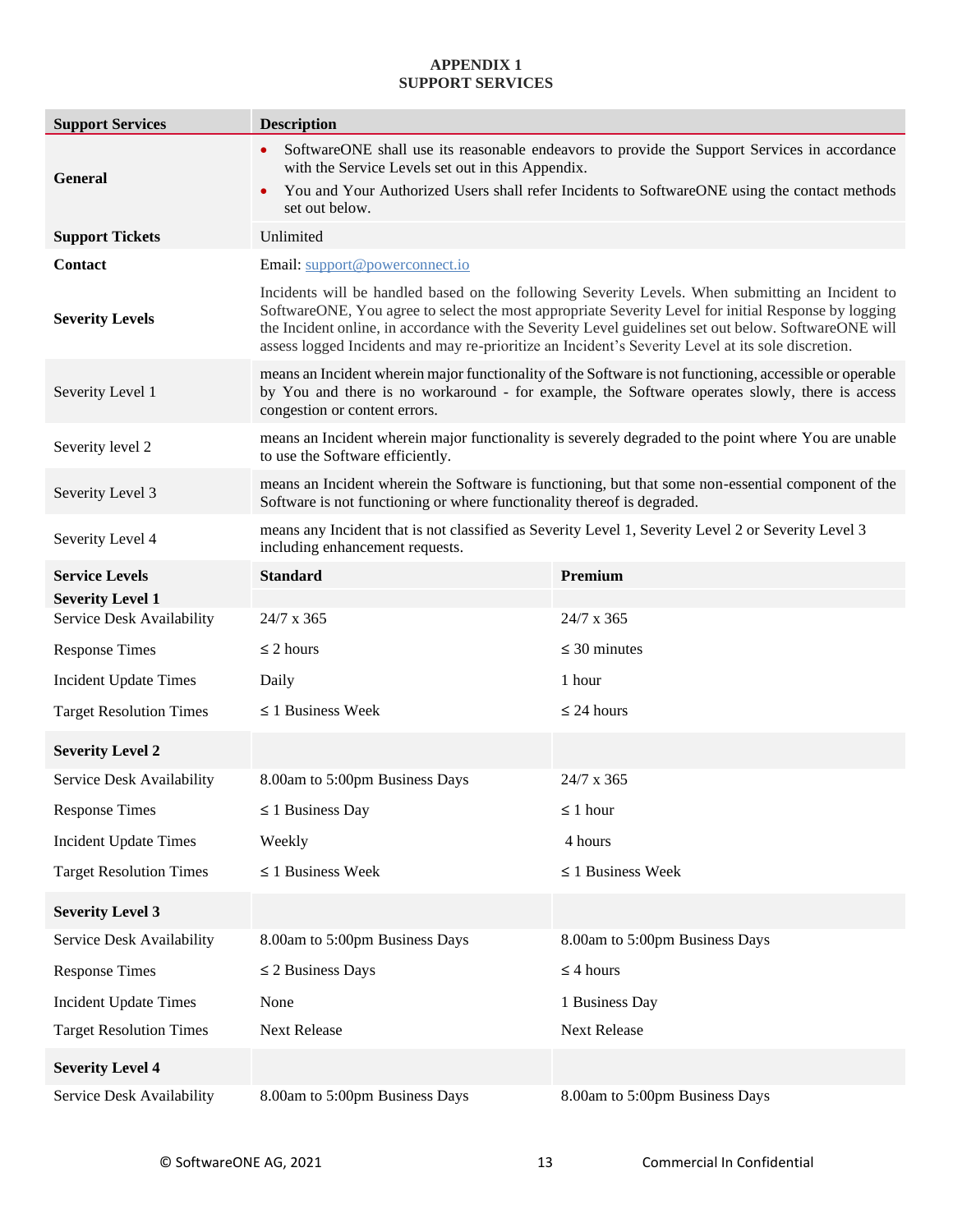**APPENDIX 1**
**SUPPORT SERVICES**

| Support Services | Description | |
|---|---|---|
| **General** | • SoftwareONE shall use its reasonable endeavors to provide the Support Services in accordance with the Service Levels set out in this Appendix.<br>• You and Your Authorized Users shall refer Incidents to SoftwareONE using the contact methods set out below. | |
| **Support Tickets** | Unlimited | |
| **Contact** | Email: support@powerconnect.io | |
| **Severity Levels** | Incidents will be handled based on the following Severity Levels. When submitting an Incident to SoftwareONE, You agree to select the most appropriate Severity Level for initial Response by logging the Incident online, in accordance with the Severity Level guidelines set out below. SoftwareONE will assess logged Incidents and may re-prioritize an Incident's Severity Level at its sole discretion. | |
| Severity Level 1 | means an Incident wherein major functionality of the Software is not functioning, accessible or operable by You and there is no workaround - for example, the Software operates slowly, there is access congestion or content errors. | |
| Severity level 2 | means an Incident wherein major functionality is severely degraded to the point where You are unable to use the Software efficiently. | |
| Severity Level 3 | means an Incident wherein the Software is functioning, but that some non-essential component of the Software is not functioning or where functionality thereof is degraded. | |
| Severity Level 4 | means any Incident that is not classified as Severity Level 1, Severity Level 2 or Severity Level 3 including enhancement requests. | |
| **Service Levels** | **Standard** | **Premium** |
| **Severity Level 1** | | |
| Service Desk Availability | 24/7 x 365 | 24/7 x 365 |
| Response Times | ≤ 2 hours | ≤ 30 minutes |
| Incident Update Times | Daily | 1 hour |
| Target Resolution Times | ≤ 1 Business Week | ≤ 24 hours |
| **Severity Level 2** | | |
| Service Desk Availability | 8.00am to 5:00pm Business Days | 24/7 x 365 |
| Response Times | ≤ 1 Business Day | ≤ 1 hour |
| Incident Update Times | Weekly | 4 hours |
| Target Resolution Times | ≤ 1 Business Week | ≤ 1 Business Week |
| **Severity Level 3** | | |
| Service Desk Availability | 8.00am to 5:00pm Business Days | 8.00am to 5:00pm Business Days |
| Response Times | ≤ 2 Business Days | ≤ 4 hours |
| Incident Update Times | None | 1 Business Day |
| Target Resolution Times | Next Release | Next Release |
| **Severity Level 4** | | |
| Service Desk Availability | 8.00am to 5:00pm Business Days | 8.00am to 5:00pm Business Days |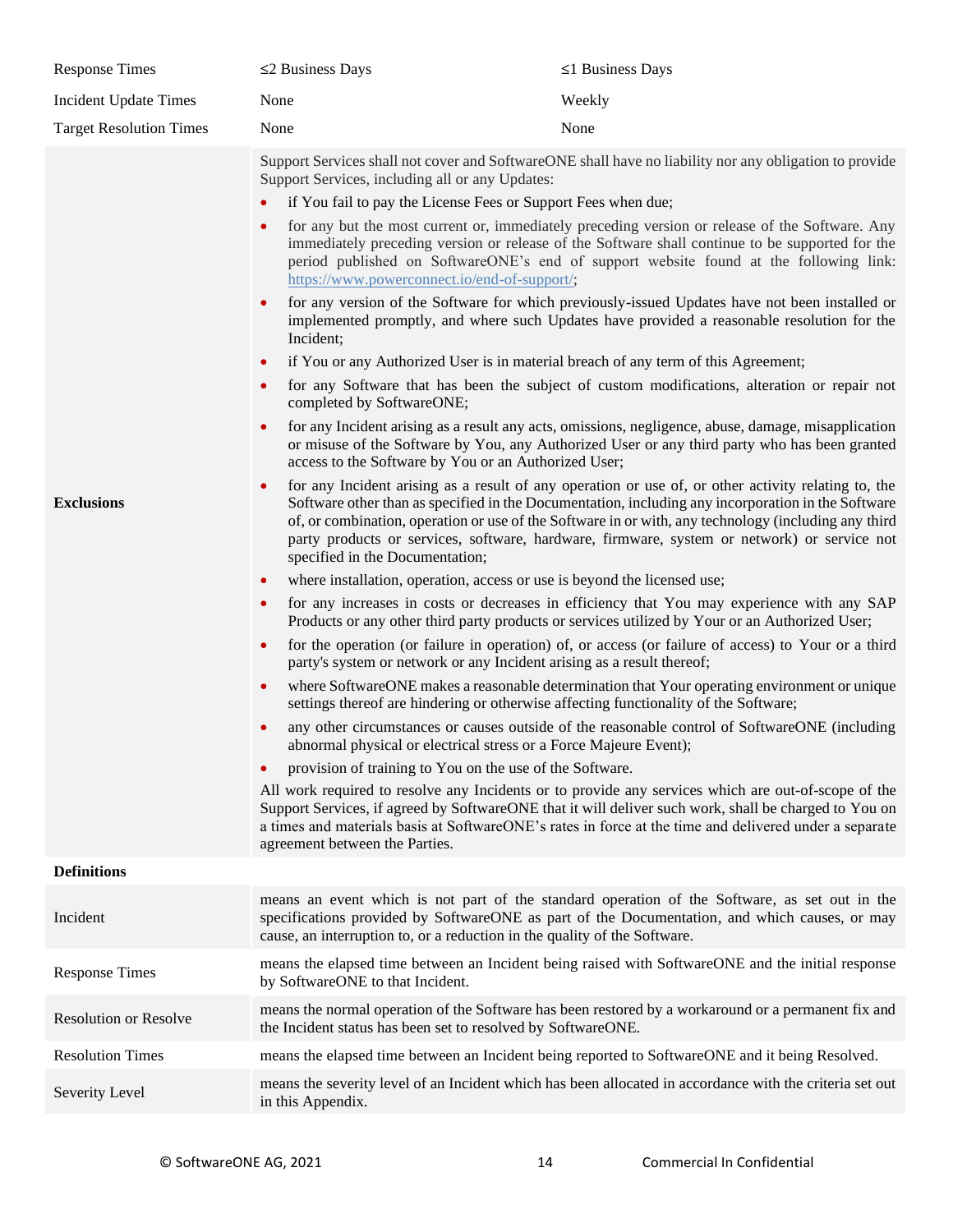| | | |
|---|---|---|
| Response Times | ≤2 Business Days | ≤1 Business Days |
| Incident Update Times | None | Weekly |
| Target Resolution Times | None | None |

**Exclusions**

Support Services shall not cover and SoftwareONE shall have no liability nor any obligation to provide Support Services, including all or any Updates:

- if You fail to pay the License Fees or Support Fees when due;
- for any but the most current or, immediately preceding version or release of the Software. Any immediately preceding version or release of the Software shall continue to be supported for the period published on SoftwareONE's end of support website found at the following link: https://www.powerconnect.io/end-of-support/;
- for any version of the Software for which previously-issued Updates have not been installed or implemented promptly, and where such Updates have provided a reasonable resolution for the Incident;
- if You or any Authorized User is in material breach of any term of this Agreement;
- for any Software that has been the subject of custom modifications, alteration or repair not completed by SoftwareONE;
- for any Incident arising as a result any acts, omissions, negligence, abuse, damage, misapplication or misuse of the Software by You, any Authorized User or any third party who has been granted access to the Software by You or an Authorized User;
- for any Incident arising as a result of any operation or use of, or other activity relating to, the Software other than as specified in the Documentation, including any incorporation in the Software of, or combination, operation or use of the Software in or with, any technology (including any third party products or services, software, hardware, firmware, system or network) or service not specified in the Documentation;
- where installation, operation, access or use is beyond the licensed use;
- for any increases in costs or decreases in efficiency that You may experience with any SAP Products or any other third party products or services utilized by Your or an Authorized User;
- for the operation (or failure in operation) of, or access (or failure of access) to Your or a third party's system or network or any Incident arising as a result thereof;
- where SoftwareONE makes a reasonable determination that Your operating environment or unique settings thereof are hindering or otherwise affecting functionality of the Software;
- any other circumstances or causes outside of the reasonable control of SoftwareONE (including abnormal physical or electrical stress or a Force Majeure Event);
- provision of training to You on the use of the Software.

All work required to resolve any Incidents or to provide any services which are out-of-scope of the Support Services, if agreed by SoftwareONE that it will deliver such work, shall be charged to You on a times and materials basis at SoftwareONE's rates in force at the time and delivered under a separate agreement between the Parties.

**Definitions**

| | |
|---|---|
| Incident | means an event which is not part of the standard operation of the Software, as set out in the specifications provided by SoftwareONE as part of the Documentation, and which causes, or may cause, an interruption to, or a reduction in the quality of the Software. |
| Response Times | means the elapsed time between an Incident being raised with SoftwareONE and the initial response by SoftwareONE to that Incident. |
| Resolution or Resolve | means the normal operation of the Software has been restored by a workaround or a permanent fix and the Incident status has been set to resolved by SoftwareONE. |
| Resolution Times | means the elapsed time between an Incident being reported to SoftwareONE and it being Resolved. |
| Severity Level | means the severity level of an Incident which has been allocated in accordance with the criteria set out in this Appendix. |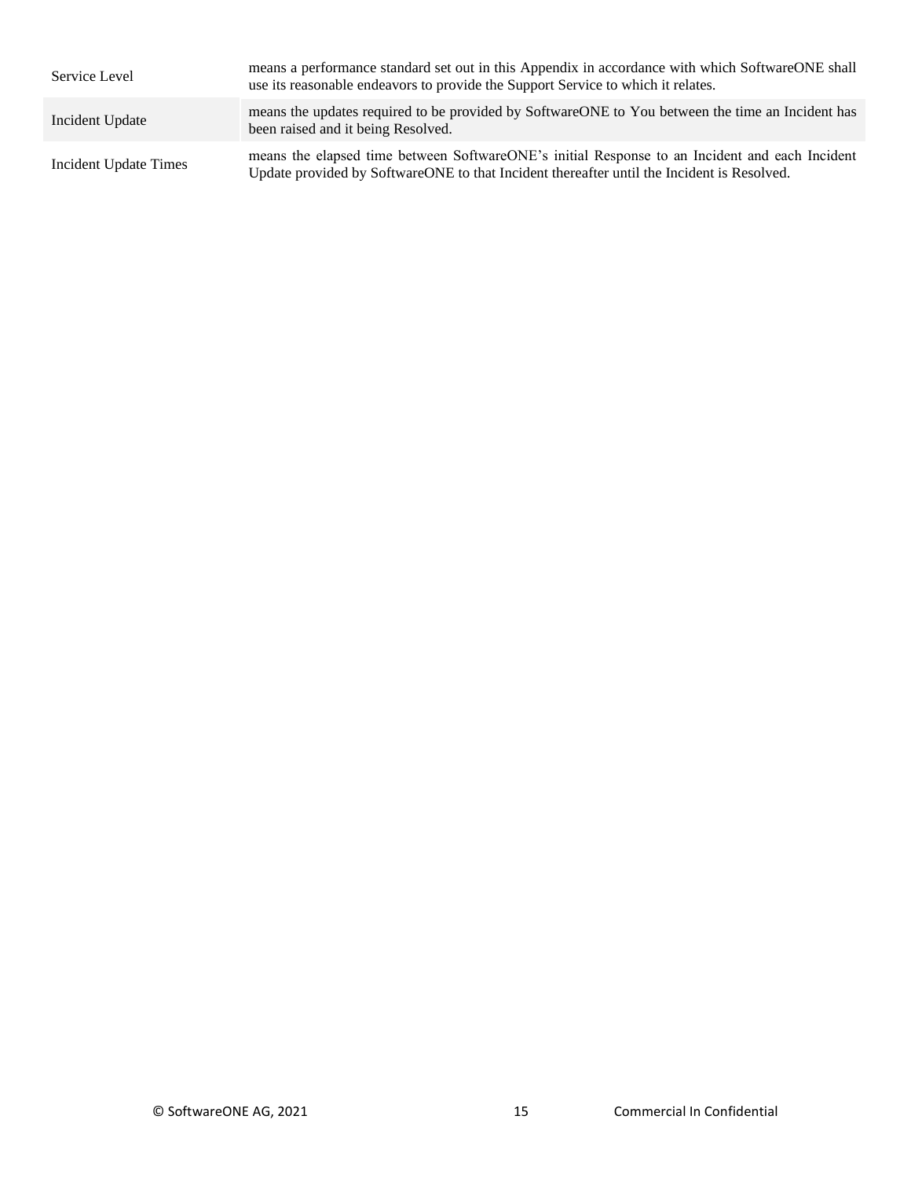| | |
|---|---|
| Service Level | means a performance standard set out in this Appendix in accordance with which SoftwareONE shall use its reasonable endeavors to provide the Support Service to which it relates. |
| Incident Update | means the updates required to be provided by SoftwareONE to You between the time an Incident has been raised and it being Resolved. |
| Incident Update Times | means the elapsed time between SoftwareONE's initial Response to an Incident and each Incident Update provided by SoftwareONE to that Incident thereafter until the Incident is Resolved. |